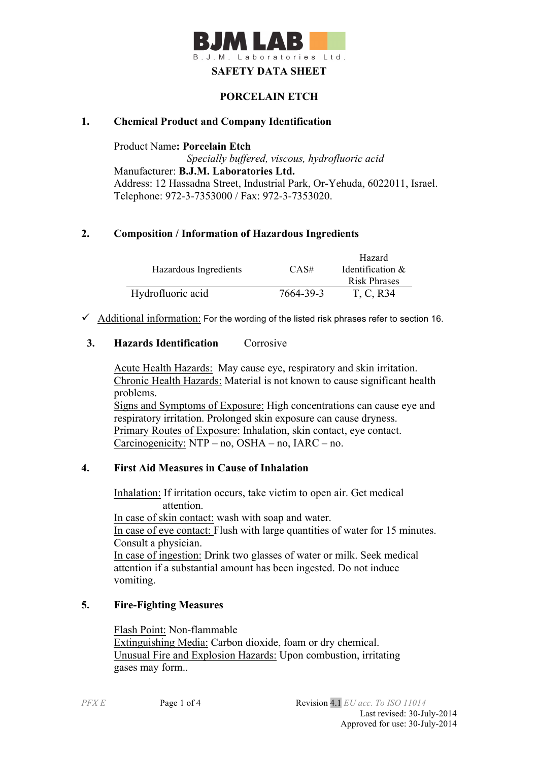**BJM LAB**
B.J.M. Laboratories Ltd.

# SAFETY DATA SHEET

# PORCELAIN ETCH

## 1. Chemical Product and Company Identification

Product Name**: Porcelain Etch**

*Specially buffered, viscous, hydrofluoric acid*

Manufacturer: **B.J.M. Laboratories Ltd.**

Address: 12 Hassadna Street, Industrial Park, Or-Yehuda, 6022011, Israel.

Telephone: 972-3-7353000 / Fax: 972-3-7353020.

## 2. Composition / Information of Hazardous Ingredients

| Hazardous Ingredients | CAS# | Hazard Identification & Risk Phrases |
|---|---|---|
| Hydrofluoric acid | 7664-39-3 | T, C, R34 |

✓ Additional information: For the wording of the listed risk phrases refer to section 16.

## 3. Hazards Identification    Corrosive

Acute Health Hazards: May cause eye, respiratory and skin irritation.

Chronic Health Hazards: Material is not known to cause significant health problems.

Signs and Symptoms of Exposure: High concentrations can cause eye and respiratory irritation. Prolonged skin exposure can cause dryness.

Primary Routes of Exposure: Inhalation, skin contact, eye contact.

Carcinogenicity: NTP – no, OSHA – no, IARC – no.

## 4. First Aid Measures in Cause of Inhalation

Inhalation: If irritation occurs, take victim to open air. Get medical attention.

In case of skin contact: wash with soap and water.

In case of eye contact: Flush with large quantities of water for 15 minutes. Consult a physician.

In case of ingestion: Drink two glasses of water or milk. Seek medical attention if a substantial amount has been ingested. Do not induce vomiting.

## 5. Fire-Fighting Measures

Flash Point: Non-flammable

Extinguishing Media: Carbon dioxide, foam or dry chemical.

Unusual Fire and Explosion Hazards: Upon combustion, irritating gases may form..

PFX E    Revision 4.1 *EU acc. To ISO 11014*

Last revised: 30-July-2014

Approved for use: 30-July-2014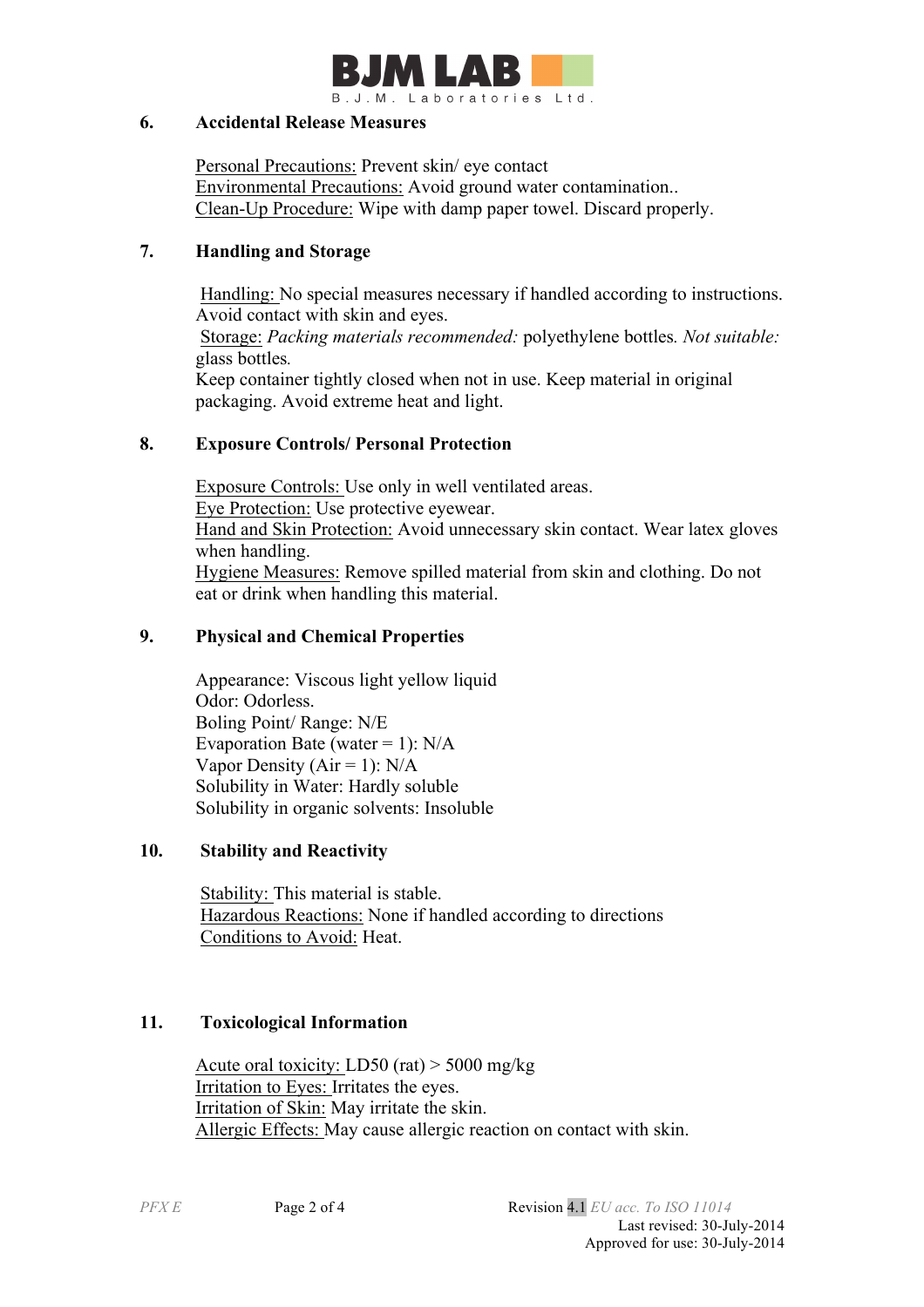## 6. Accidental Release Measures

Personal Precautions: Prevent skin/ eye contact
Environmental Precautions: Avoid ground water contamination..
Clean-Up Procedure: Wipe with damp paper towel. Discard properly.

## 7. Handling and Storage

Handling: No special measures necessary if handled according to instructions. Avoid contact with skin and eyes.
Storage: *Packing materials recommended:* polyethylene bottles. *Not suitable:* glass bottles.
Keep container tightly closed when not in use. Keep material in original packaging. Avoid extreme heat and light.

## 8. Exposure Controls/ Personal Protection

Exposure Controls: Use only in well ventilated areas.
Eye Protection: Use protective eyewear.
Hand and Skin Protection: Avoid unnecessary skin contact. Wear latex gloves when handling.
Hygiene Measures: Remove spilled material from skin and clothing. Do not eat or drink when handling this material.

## 9. Physical and Chemical Properties

Appearance: Viscous light yellow liquid
Odor: Odorless.
Boling Point/ Range: N/E
Evaporation Bate (water = 1): N/A
Vapor Density (Air = 1): N/A
Solubility in Water: Hardly soluble
Solubility in organic solvents: Insoluble

## 10. Stability and Reactivity

Stability: This material is stable.
Hazardous Reactions: None if handled according to directions
Conditions to Avoid: Heat.

## 11. Toxicological Information

Acute oral toxicity: LD50 (rat) > 5000 mg/kg
Irritation to Eyes: Irritates the eyes.
Irritation of Skin: May irritate the skin.
Allergic Effects: May cause allergic reaction on contact with skin.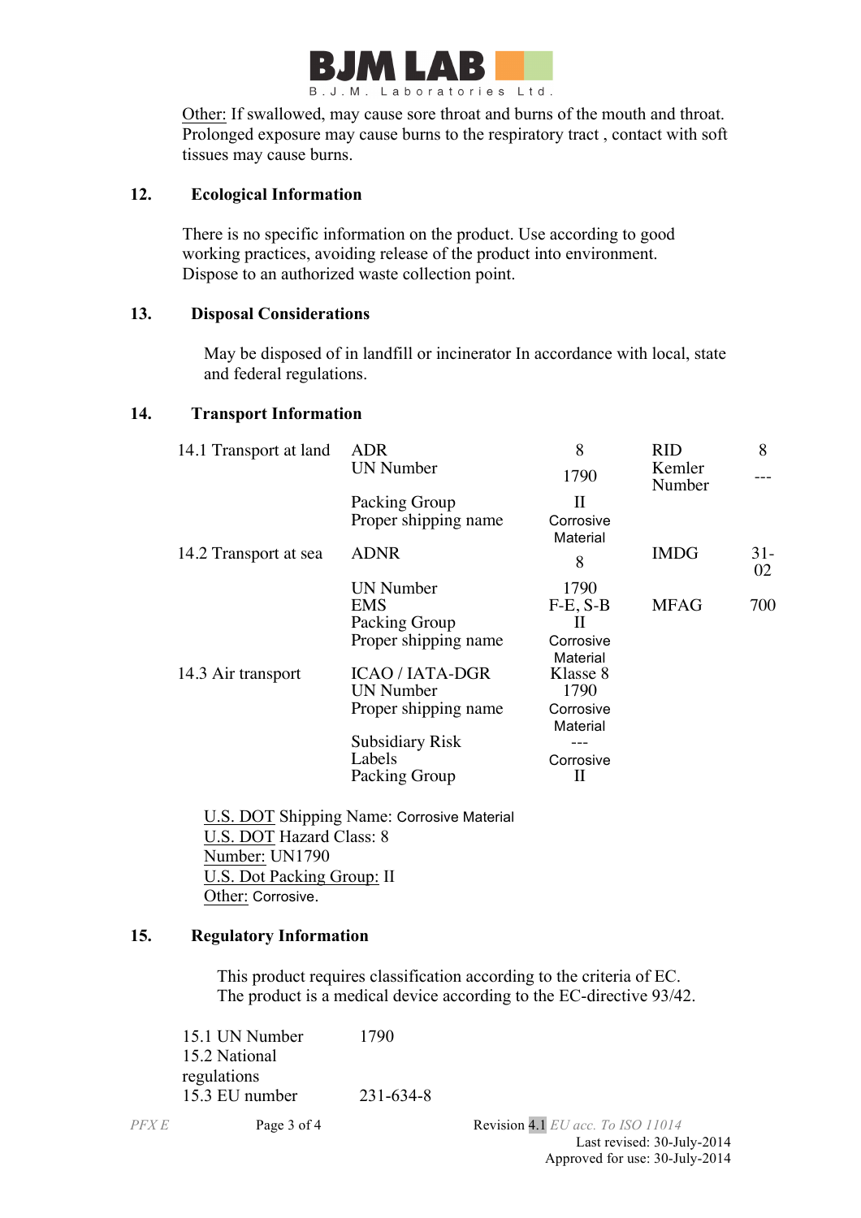Other: If swallowed, may cause sore throat and burns of the mouth and throat. Prolonged exposure may cause burns to the respiratory tract , contact with soft tissues may cause burns.

## 12. Ecological Information

There is no specific information on the product. Use according to good working practices, avoiding release of the product into environment. Dispose to an authorized waste collection point.

## 13. Disposal Considerations

May be disposed of in landfill or incinerator In accordance with local, state and federal regulations.

## 14. Transport Information

| | | | | |
|---|---|---|---|---|
| 14.1 Transport at land | ADR | 8 | RID | 8 |
| | UN Number | 1790 | Kemler Number | --- |
| | Packing Group | II | | |
| | Proper shipping name | Corrosive Material | | |
| 14.2 Transport at sea | ADNR | 8 | IMDG | 31-02 |
| | UN Number | 1790 | | |
| | EMS | F-E, S-B | MFAG | 700 |
| | Packing Group | II | | |
| | Proper shipping name | Corrosive Material | | |
| 14.3 Air transport | ICAO / IATA-DGR | Klasse 8 | | |
| | UN Number | 1790 | | |
| | Proper shipping name | Corrosive Material | | |
| | Subsidiary Risk | --- | | |
| | Labels | Corrosive | | |
| | Packing Group | II | | |

U.S. DOT Shipping Name: Corrosive Material
U.S. DOT Hazard Class: 8
Number: UN1790
U.S. Dot Packing Group: II
Other: Corrosive.

## 15. Regulatory Information

This product requires classification according to the criteria of EC.
The product is a medical device according to the EC-directive 93/42.

| | |
|---|---|
| 15.1 UN Number | 1790 |
| 15.2 National regulations | |
| 15.3 EU number | 231-634-8 |

PFX E — Revision 4.1 EU acc. To ISO 11014
Last revised: 30-July-2014
Approved for use: 30-July-2014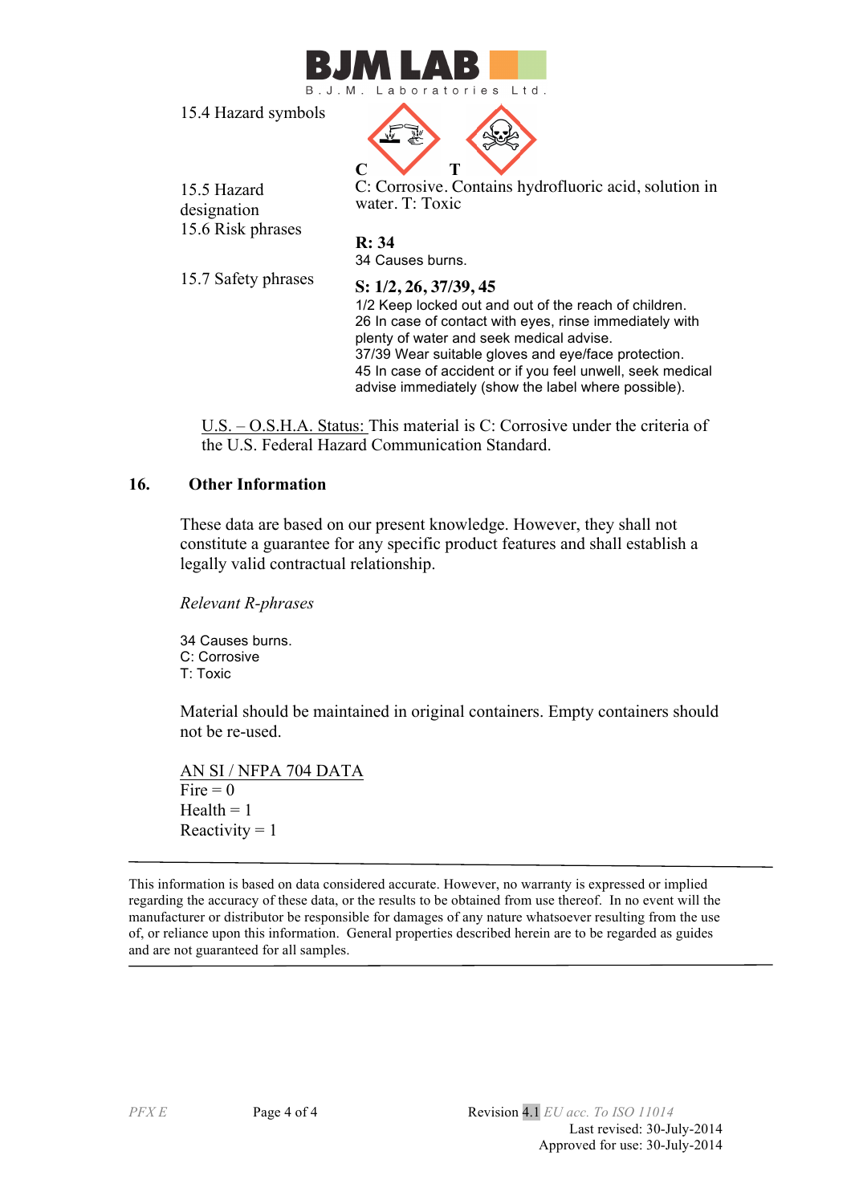15.4 Hazard symbols

C T

15.5 Hazard designation

C: Corrosive. Contains hydrofluoric acid, solution in water. T: Toxic

15.6 Risk phrases

**R: 34**
34 Causes burns.

15.7 Safety phrases

**S: 1/2, 26, 37/39, 45**
1/2 Keep locked out and out of the reach of children.
26 In case of contact with eyes, rinse immediately with plenty of water and seek medical advise.
37/39 Wear suitable gloves and eye/face protection.
45 In case of accident or if you feel unwell, seek medical advise immediately (show the label where possible).

U.S. – O.S.H.A. Status: This material is C: Corrosive under the criteria of the U.S. Federal Hazard Communication Standard.

## 16. Other Information

These data are based on our present knowledge. However, they shall not constitute a guarantee for any specific product features and shall establish a legally valid contractual relationship.

*Relevant R-phrases*

34 Causes burns.
C: Corrosive
T: Toxic

Material should be maintained in original containers. Empty containers should not be re-used.

AN SI / NFPA 704 DATA
Fire = 0
Health = 1
Reactivity = 1

---

This information is based on data considered accurate. However, no warranty is expressed or implied regarding the accuracy of these data, or the results to be obtained from use thereof. In no event will the manufacturer or distributor be responsible for damages of any nature whatsoever resulting from the use of, or reliance upon this information. General properties described herein are to be regarded as guides and are not guaranteed for all samples.

---

PFX E

Revision 4.1 EU acc. To ISO 11014
Last revised: 30-July-2014
Approved for use: 30-July-2014